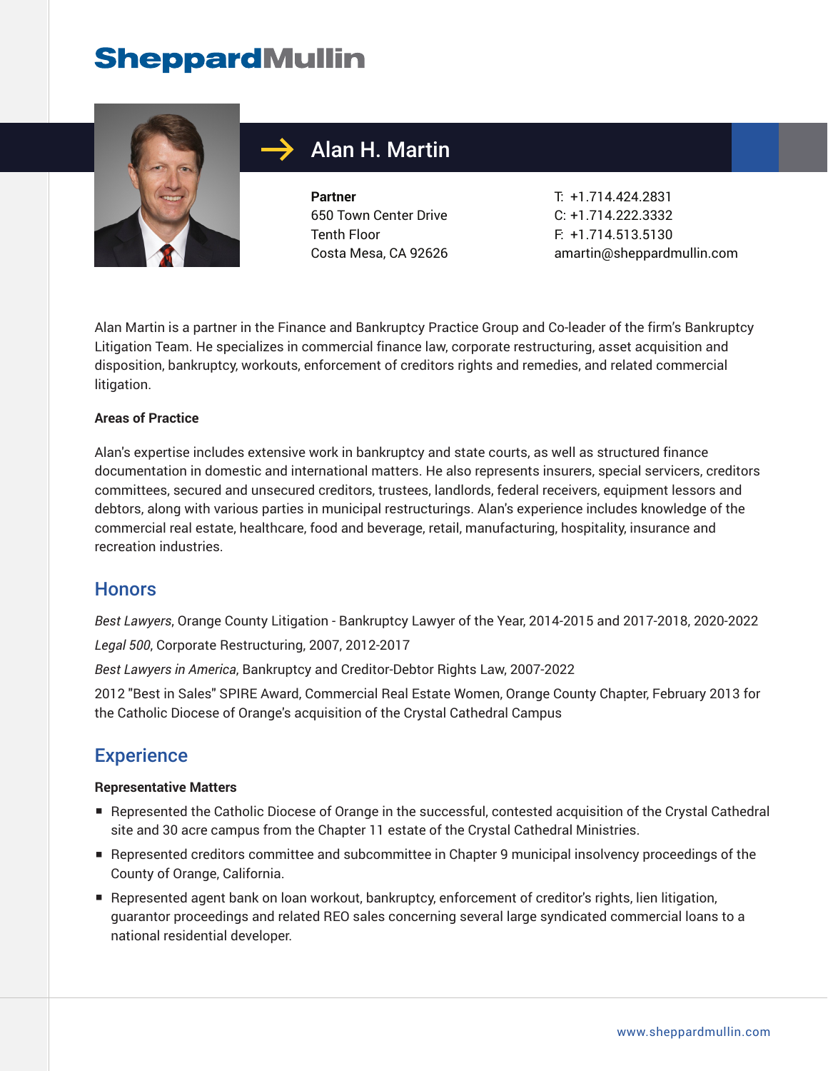# SheppardMullin

## Alan H. Martin

**Partner**
650 Town Center Drive
Tenth Floor
Costa Mesa, CA 92626

T: +1.714.424.2831
C: +1.714.222.3332
F: +1.714.513.5130
amartin@sheppardmullin.com

Alan Martin is a partner in the Finance and Bankruptcy Practice Group and Co-leader of the firm's Bankruptcy Litigation Team. He specializes in commercial finance law, corporate restructuring, asset acquisition and disposition, bankruptcy, workouts, enforcement of creditors rights and remedies, and related commercial litigation.

**Areas of Practice**

Alan's expertise includes extensive work in bankruptcy and state courts, as well as structured finance documentation in domestic and international matters. He also represents insurers, special servicers, creditors committees, secured and unsecured creditors, trustees, landlords, federal receivers, equipment lessors and debtors, along with various parties in municipal restructurings. Alan's experience includes knowledge of the commercial real estate, healthcare, food and beverage, retail, manufacturing, hospitality, insurance and recreation industries.

## Honors

*Best Lawyers*, Orange County Litigation - Bankruptcy Lawyer of the Year, 2014-2015 and 2017-2018, 2020-2022

*Legal 500*, Corporate Restructuring, 2007, 2012-2017

*Best Lawyers in America*, Bankruptcy and Creditor-Debtor Rights Law, 2007-2022

2012 "Best in Sales" SPIRE Award, Commercial Real Estate Women, Orange County Chapter, February 2013 for the Catholic Diocese of Orange's acquisition of the Crystal Cathedral Campus

## Experience

**Representative Matters**

- Represented the Catholic Diocese of Orange in the successful, contested acquisition of the Crystal Cathedral site and 30 acre campus from the Chapter 11 estate of the Crystal Cathedral Ministries.
- Represented creditors committee and subcommittee in Chapter 9 municipal insolvency proceedings of the County of Orange, California.
- Represented agent bank on loan workout, bankruptcy, enforcement of creditor's rights, lien litigation, guarantor proceedings and related REO sales concerning several large syndicated commercial loans to a national residential developer.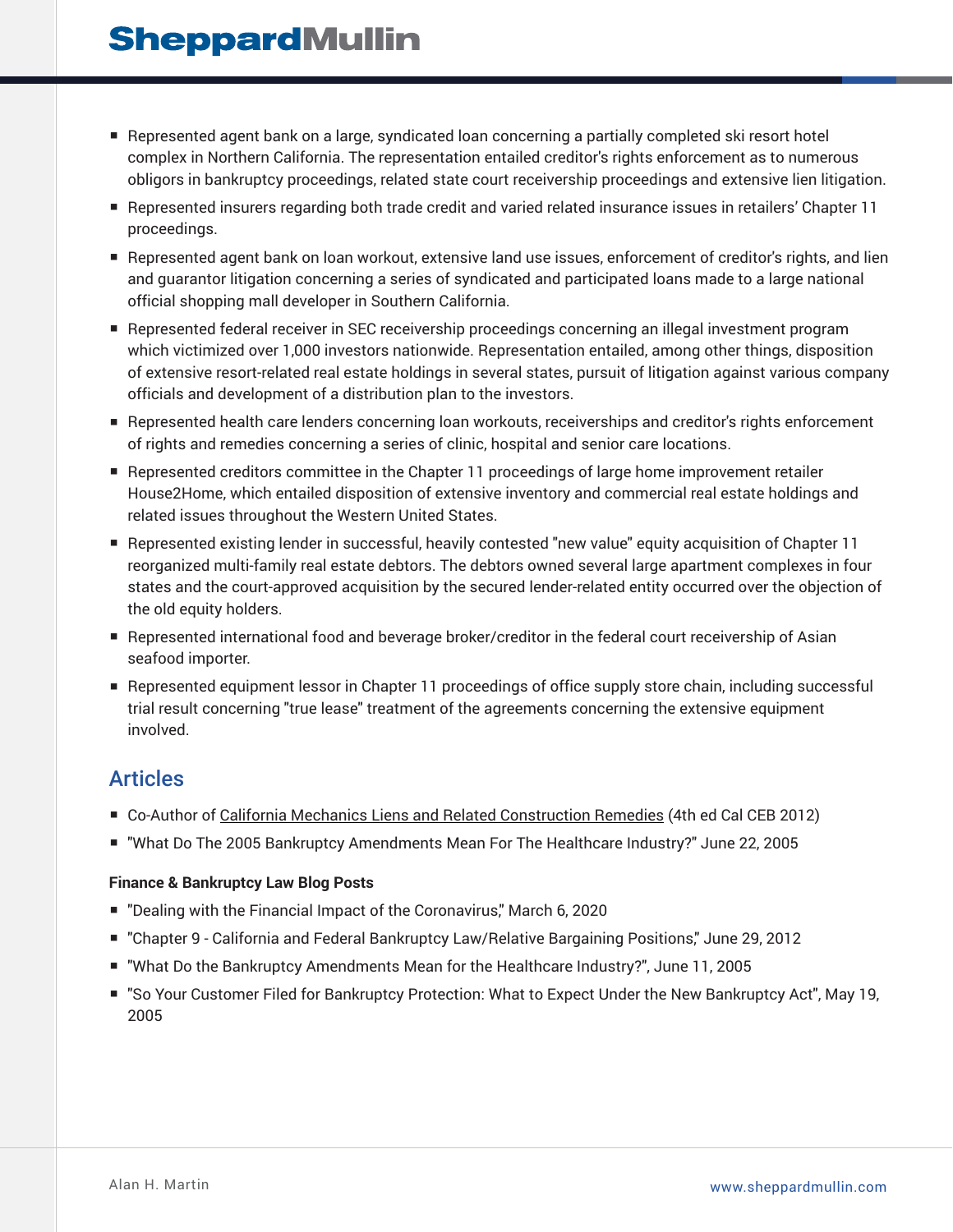- Represented agent bank on a large, syndicated loan concerning a partially completed ski resort hotel complex in Northern California. The representation entailed creditor's rights enforcement as to numerous obligors in bankruptcy proceedings, related state court receivership proceedings and extensive lien litigation.
- Represented insurers regarding both trade credit and varied related insurance issues in retailers' Chapter 11 proceedings.
- Represented agent bank on loan workout, extensive land use issues, enforcement of creditor's rights, and lien and guarantor litigation concerning a series of syndicated and participated loans made to a large national official shopping mall developer in Southern California.
- Represented federal receiver in SEC receivership proceedings concerning an illegal investment program which victimized over 1,000 investors nationwide. Representation entailed, among other things, disposition of extensive resort-related real estate holdings in several states, pursuit of litigation against various company officials and development of a distribution plan to the investors.
- Represented health care lenders concerning loan workouts, receiverships and creditor's rights enforcement of rights and remedies concerning a series of clinic, hospital and senior care locations.
- Represented creditors committee in the Chapter 11 proceedings of large home improvement retailer House2Home, which entailed disposition of extensive inventory and commercial real estate holdings and related issues throughout the Western United States.
- Represented existing lender in successful, heavily contested "new value" equity acquisition of Chapter 11 reorganized multi-family real estate debtors. The debtors owned several large apartment complexes in four states and the court-approved acquisition by the secured lender-related entity occurred over the objection of the old equity holders.
- Represented international food and beverage broker/creditor in the federal court receivership of Asian seafood importer.
- Represented equipment lessor in Chapter 11 proceedings of office supply store chain, including successful trial result concerning "true lease" treatment of the agreements concerning the extensive equipment involved.

## Articles

- Co-Author of California Mechanics Liens and Related Construction Remedies (4th ed Cal CEB 2012)
- "What Do The 2005 Bankruptcy Amendments Mean For The Healthcare Industry?" June 22, 2005

**Finance & Bankruptcy Law Blog Posts**

- "Dealing with the Financial Impact of the Coronavirus," March 6, 2020
- "Chapter 9 - California and Federal Bankruptcy Law/Relative Bargaining Positions," June 29, 2012
- "What Do the Bankruptcy Amendments Mean for the Healthcare Industry?", June 11, 2005
- "So Your Customer Filed for Bankruptcy Protection: What to Expect Under the New Bankruptcy Act", May 19, 2005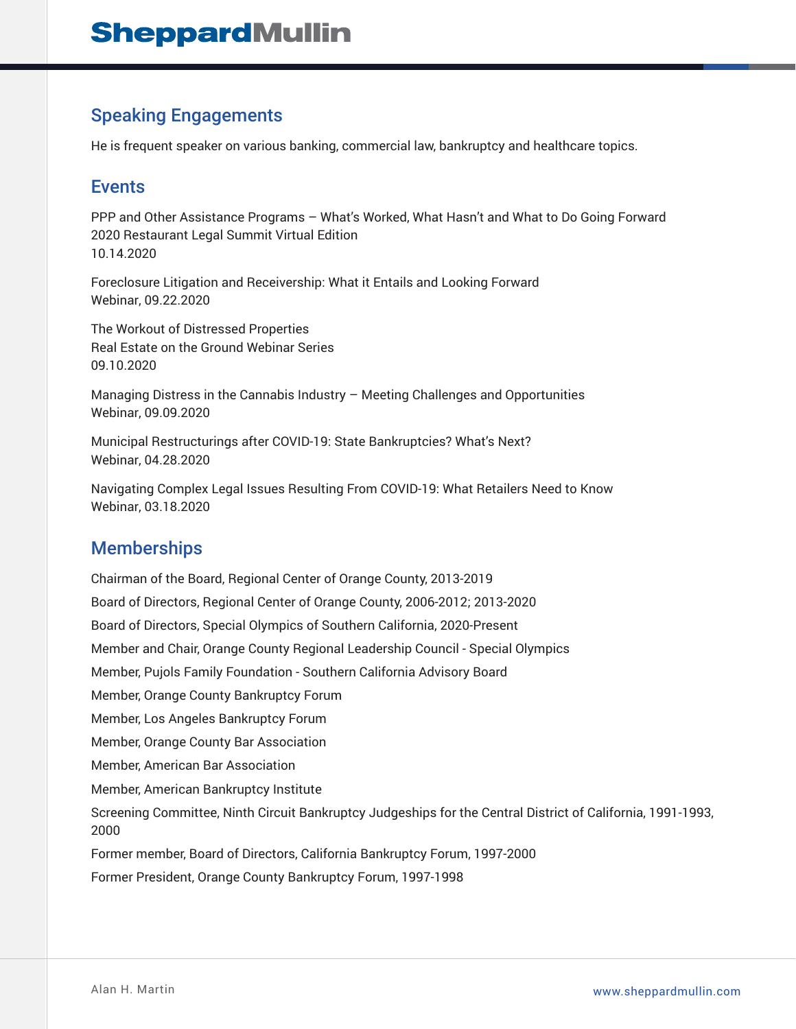## Speaking Engagements

He is frequent speaker on various banking, commercial law, bankruptcy and healthcare topics.

## Events

PPP and Other Assistance Programs – What's Worked, What Hasn't and What to Do Going Forward
2020 Restaurant Legal Summit Virtual Edition
10.14.2020

Foreclosure Litigation and Receivership: What it Entails and Looking Forward
Webinar, 09.22.2020

The Workout of Distressed Properties
Real Estate on the Ground Webinar Series
09.10.2020

Managing Distress in the Cannabis Industry – Meeting Challenges and Opportunities
Webinar, 09.09.2020

Municipal Restructurings after COVID-19: State Bankruptcies? What's Next?
Webinar, 04.28.2020

Navigating Complex Legal Issues Resulting From COVID-19: What Retailers Need to Know
Webinar, 03.18.2020

## Memberships

Chairman of the Board, Regional Center of Orange County, 2013-2019

Board of Directors, Regional Center of Orange County, 2006-2012; 2013-2020

Board of Directors, Special Olympics of Southern California, 2020-Present

Member and Chair, Orange County Regional Leadership Council - Special Olympics

Member, Pujols Family Foundation - Southern California Advisory Board

Member, Orange County Bankruptcy Forum

Member, Los Angeles Bankruptcy Forum

Member, Orange County Bar Association

Member, American Bar Association

Member, American Bankruptcy Institute

Screening Committee, Ninth Circuit Bankruptcy Judgeships for the Central District of California, 1991-1993, 2000

Former member, Board of Directors, California Bankruptcy Forum, 1997-2000

Former President, Orange County Bankruptcy Forum, 1997-1998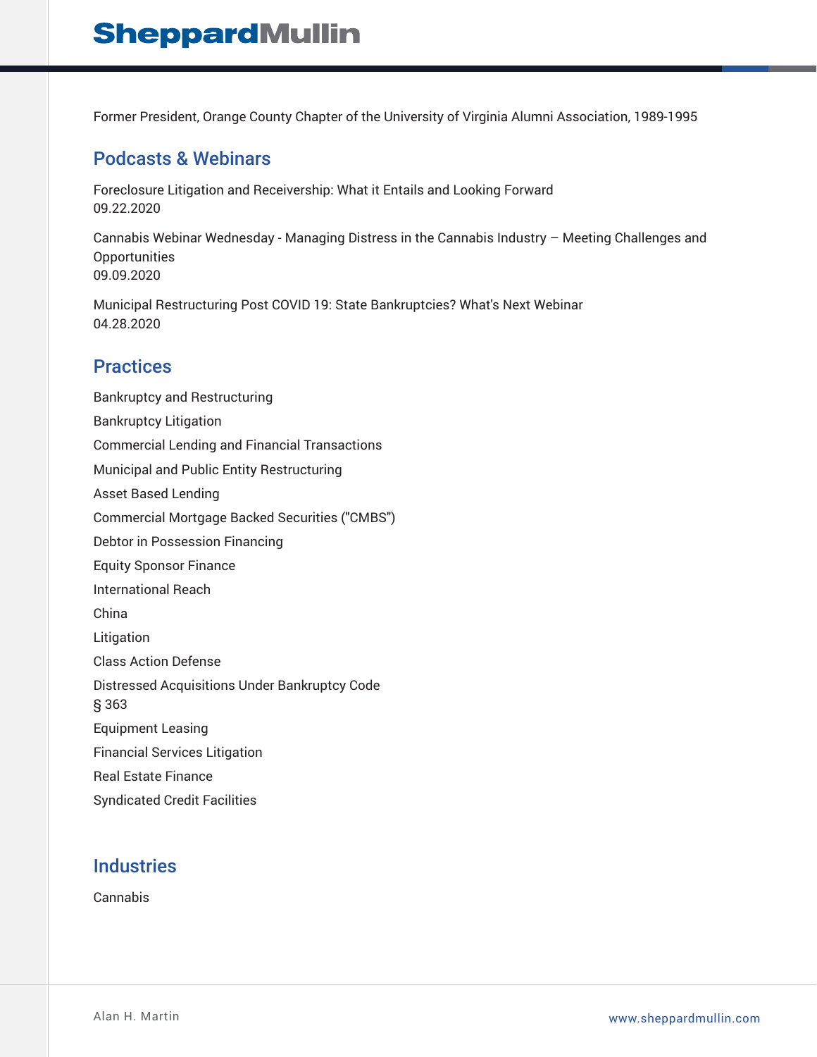Former President, Orange County Chapter of the University of Virginia Alumni Association, 1989-1995

## Podcasts & Webinars

Foreclosure Litigation and Receivership: What it Entails and Looking Forward
09.22.2020

Cannabis Webinar Wednesday - Managing Distress in the Cannabis Industry – Meeting Challenges and Opportunities
09.09.2020

Municipal Restructuring Post COVID 19: State Bankruptcies? What's Next Webinar
04.28.2020

## Practices

Bankruptcy and Restructuring

Bankruptcy Litigation

Commercial Lending and Financial Transactions

Municipal and Public Entity Restructuring

Asset Based Lending

Commercial Mortgage Backed Securities ("CMBS")

Debtor in Possession Financing

Equity Sponsor Finance

International Reach

China

Litigation

Class Action Defense

Distressed Acquisitions Under Bankruptcy Code § 363

Equipment Leasing

Financial Services Litigation

Real Estate Finance

Syndicated Credit Facilities

## Industries

Cannabis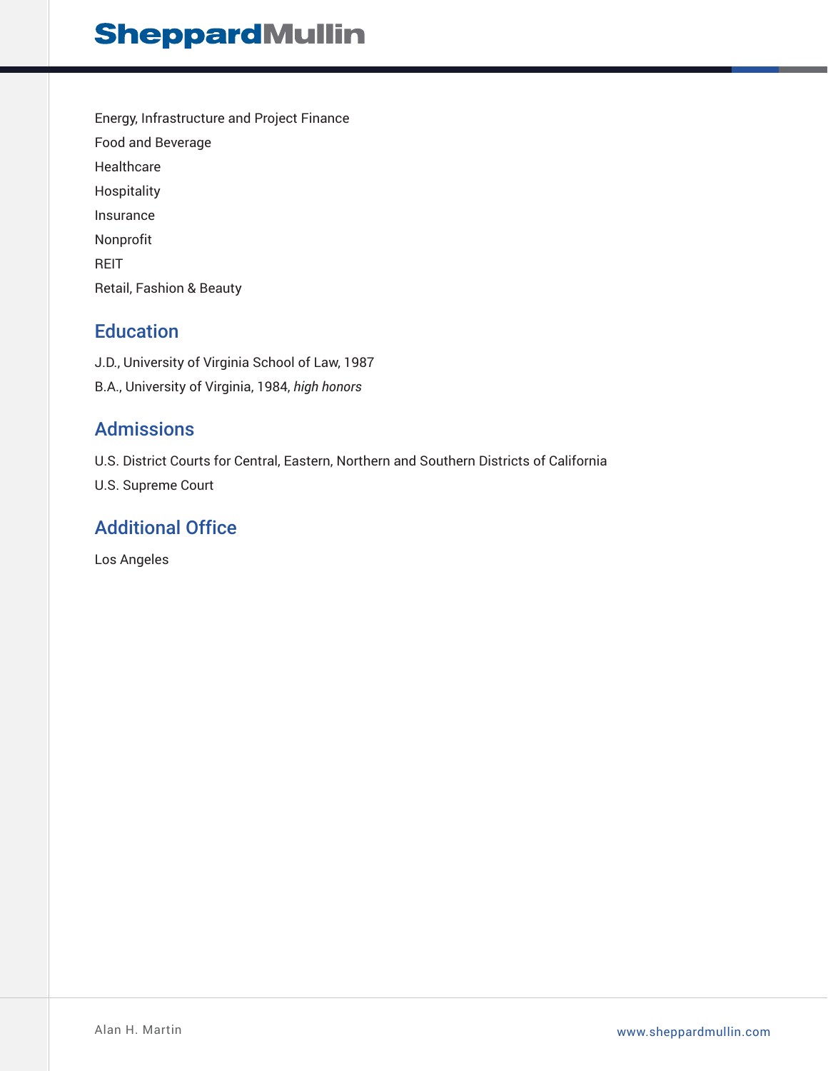Energy, Infrastructure and Project Finance

Food and Beverage

Healthcare

Hospitality

Insurance

Nonprofit

REIT

Retail, Fashion & Beauty

## Education

J.D., University of Virginia School of Law, 1987

B.A., University of Virginia, 1984, *high honors*

## Admissions

U.S. District Courts for Central, Eastern, Northern and Southern Districts of California

U.S. Supreme Court

## Additional Office

Los Angeles